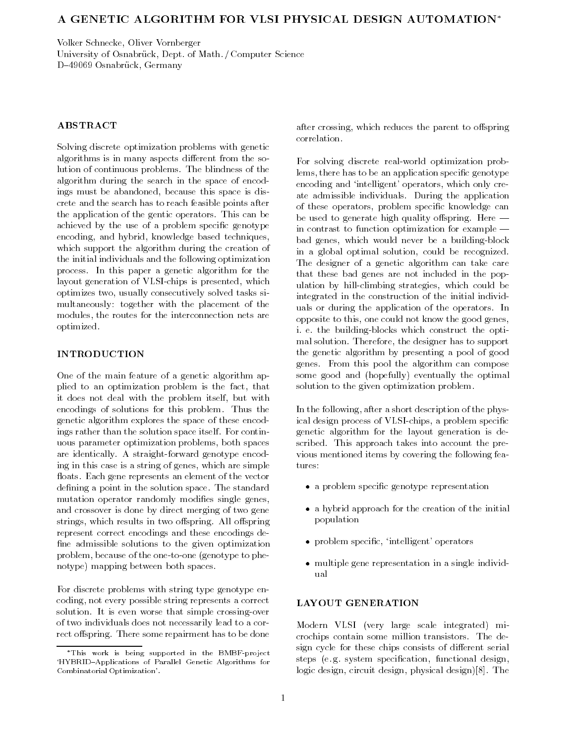# A GENETIC ALGORITHM FOR VLSI PHYSICAL DESIGN AUTOMATION*

Volker Schnecke, Oliver Vornberger
University of Osnabrück, Dept. of Math./Computer Science
D–49069 Osnabrück, Germany

## ABSTRACT

Solving discrete optimization problems with genetic algorithms is in many aspects different from the solution of continuous problems. The blindness of the algorithm during the search in the space of encodings must be abandoned, because this space is discrete and the search has to reach feasible points after the application of the gentic operators. This can be achieved by the use of a problem specific genotype encoding, and hybrid, knowledge based techniques, which support the algorithm during the creation of the initial individuals and the following optimization process. In this paper a genetic algorithm for the layout generation of VLSI-chips is presented, which optimizes two, usually consecutively solved tasks simultaneously: together with the placement of the modules, the routes for the interconnection nets are optimized.

## INTRODUCTION

One of the main feature of a genetic algorithm applied to an optimization problem is the fact, that it does not deal with the problem itself, but with encodings of solutions for this problem. Thus the genetic algorithm explores the space of these encodings rather than the solution space itself. For continuous parameter optimization problems, both spaces are identically. A straight-forward genotype encoding in this case is a string of genes, which are simple floats. Each gene represents an element of the vector defining a point in the solution space. The standard mutation operator randomly modifies single genes, and crossover is done by direct merging of two gene strings, which results in two offspring. All offspring represent correct encodings and these encodings define admissible solutions to the given optimization problem, because of the one-to-one (genotype to phenotype) mapping between both spaces.

For discrete problems with string type genotype encoding, not every possible string represents a correct solution. It is even worse that simple crossing-over of two individuals does not necessarily lead to a correct offspring. There some repairment has to be done after crossing, which reduces the parent to offspring correlation.

For solving discrete real-world optimization problems, there has to be an application specific genotype encoding and 'intelligent' operators, which only create admissible individuals. During the application of these operators, problem specific knowledge can be used to generate high quality offspring. Here — in contrast to function optimization for example — bad genes, which would never be a building-block in a global optimal solution, could be recognized. The designer of a genetic algorithm can take care that these bad genes are not included in the population by hill-climbing strategies, which could be integrated in the construction of the initial individuals or during the application of the operators. In opposite to this, one could not know the good genes, i. e. the building-blocks which construct the optimal solution. Therefore, the designer has to support the genetic algorithm by presenting a pool of good genes. From this pool the algorithm can compose some good and (hopefully) eventually the optimal solution to the given optimization problem.

In the following, after a short description of the physical design process of VLSI-chips, a problem specific genetic algorithm for the layout generation is described. This approach takes into account the previous mentioned items by covering the following features:

- a problem specific genotype representation
- a hybrid approach for the creation of the initial population
- problem specific, 'intelligent' operators
- multiple gene representation in a single individual

## LAYOUT GENERATION

Modern VLSI (very large scale integrated) microchips contain some million transistors. The design cycle for these chips consists of different serial steps (e.g. system specification, functional design, logic design, circuit design, physical design)[8]. The

*This work is being supported in the BMBF-project 'HYBRID–Applications of Parallel Genetic Algorithms for Combinatorial Optimization'.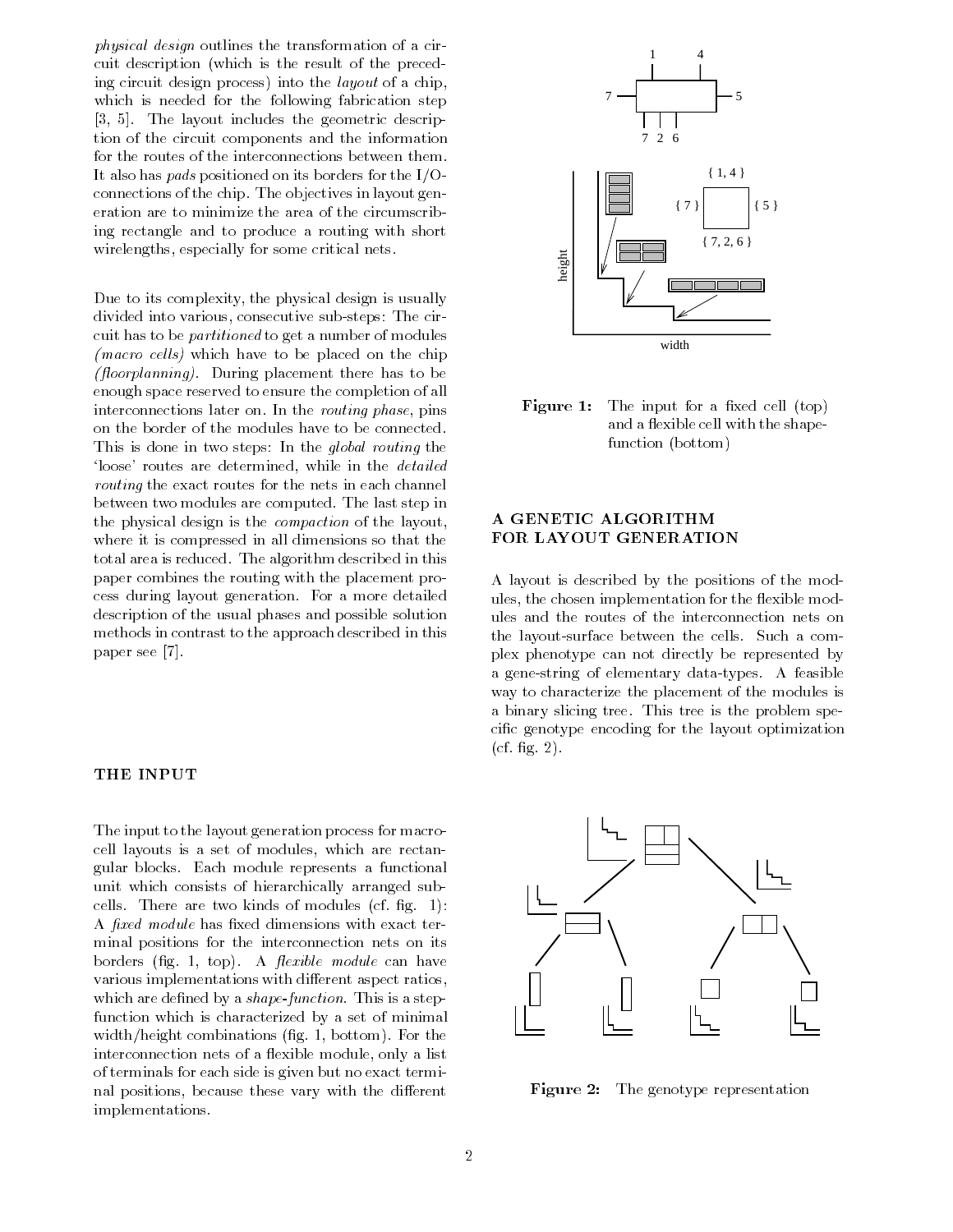*physical design* outlines the transformation of a circuit description (which is the result of the preceding circuit design process) into the *layout* of a chip, which is needed for the following fabrication step [3, 5]. The layout includes the geometric description of the circuit components and the information for the routes of the interconnections between them. It also has *pads* positioned on its borders for the I/O-connections of the chip. The objectives in layout generation are to minimize the area of the circumscribing rectangle and to produce a routing with short wirelengths, especially for some critical nets.

Due to its complexity, the physical design is usually divided into various, consecutive sub-steps: The circuit has to be *partitioned* to get a number of modules *(macro cells)* which have to be placed on the chip *(floorplanning)*. During placement there has to be enough space reserved to ensure the completion of all interconnections later on. In the *routing phase*, pins on the border of the modules have to be connected. This is done in two steps: In the *global routing* the 'loose' routes are determined, while in the *detailed routing* the exact routes for the nets in each channel between two modules are computed. The last step in the physical design is the *compaction* of the layout, where it is compressed in all dimensions so that the total area is reduced. The algorithm described in this paper combines the routing with the placement process during layout generation. For a more detailed description of the usual phases and possible solution methods in contrast to the approach described in this paper see [7].

## THE INPUT

The input to the layout generation process for macro-cell layouts is a set of modules, which are rectangular blocks. Each module represents a functional unit which consists of hierarchically arranged sub-cells. There are two kinds of modules (cf. fig. 1): A *fixed module* has fixed dimensions with exact terminal positions for the interconnection nets on its borders (fig. 1, top). A *flexible module* can have various implementations with different aspect ratios, which are defined by a *shape-function*. This is a step-function which is characterized by a set of minimal width/height combinations (fig. 1, bottom). For the interconnection nets of a flexible module, only a list of terminals for each side is given but no exact terminal positions, because these vary with the different implementations.

**Figure 1:** The input for a fixed cell (top) and a flexible cell with the shape-function (bottom)

## A GENETIC ALGORITHM FOR LAYOUT GENERATION

A layout is described by the positions of the modules, the chosen implementation for the flexible modules and the routes of the interconnection nets on the layout-surface between the cells. Such a complex phenotype can not directly be represented by a gene-string of elementary data-types. A feasible way to characterize the placement of the modules is a binary slicing tree. This tree is the problem specific genotype encoding for the layout optimization (cf. fig. 2).

**Figure 2:** The genotype representation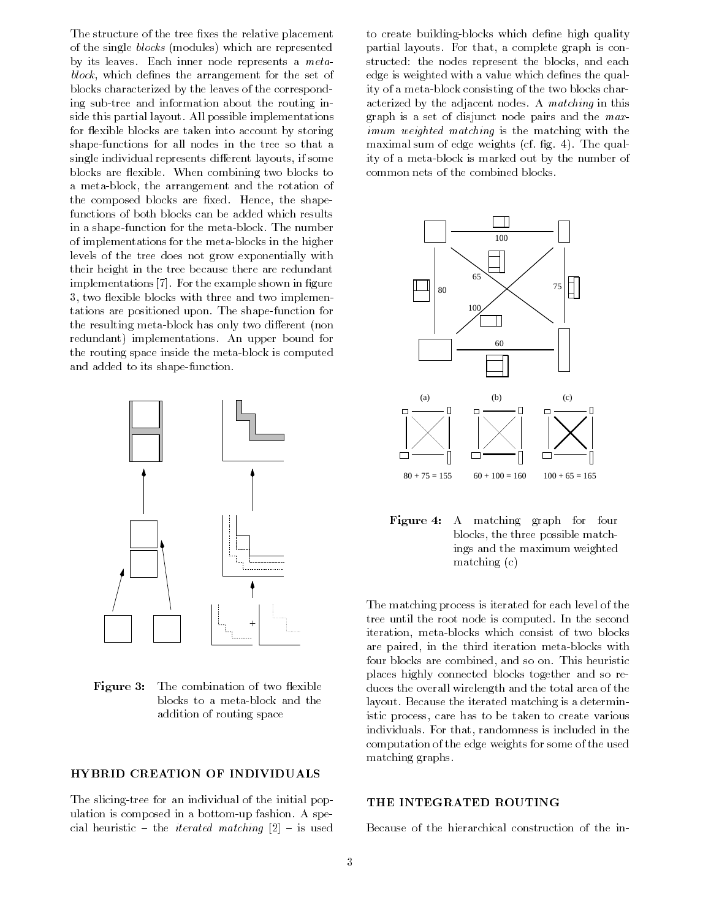The structure of the tree fixes the relative placement of the single *blocks* (modules) which are represented by its leaves. Each inner node represents a *meta-block*, which defines the arrangement for the set of blocks characterized by the leaves of the corresponding sub-tree and information about the routing inside this partial layout. All possible implementations for flexible blocks are taken into account by storing shape-functions for all nodes in the tree so that a single individual represents different layouts, if some blocks are flexible. When combining two blocks to a meta-block, the arrangement and the rotation of the composed blocks are fixed. Hence, the shape-functions of both blocks can be added which results in a shape-function for the meta-block. The number of implementations for the meta-blocks in the higher levels of the tree does not grow exponentially with their height in the tree because there are redundant implementations [7]. For the example shown in figure 3, two flexible blocks with three and two implementations are positioned upon. The shape-function for the resulting meta-block has only two different (non redundant) implementations. An upper bound for the routing space inside the meta-block is computed and added to its shape-function.

**Figure 3:** The combination of two flexible blocks to a meta-block and the addition of routing space

## HYBRID CREATION OF INDIVIDUALS

The slicing-tree for an individual of the initial population is composed in a bottom-up fashion. A special heuristic – the *iterated matching* [2] – is used to create building-blocks which define high quality partial layouts. For that, a complete graph is constructed: the nodes represent the blocks, and each edge is weighted with a value which defines the quality of a meta-block consisting of the two blocks characterized by the adjacent nodes. A *matching* in this graph is a set of disjunct node pairs and the *maximum weighted matching* is the matching with the maximal sum of edge weights (cf. fig. 4). The quality of a meta-block is marked out by the number of common nets of the combined blocks.

**Figure 4:** A matching graph for four blocks, the three possible matchings and the maximum weighted matching (c)

The matching process is iterated for each level of the tree until the root node is computed. In the second iteration, meta-blocks which consist of two blocks are paired, in the third iteration meta-blocks with four blocks are combined, and so on. This heuristic places highly connected blocks together and so reduces the overall wirelength and the total area of the layout. Because the iterated matching is a deterministic process, care has to be taken to create various individuals. For that, randomness is included in the computation of the edge weights for some of the used matching graphs.

## THE INTEGRATED ROUTING

Because of the hierarchical construction of the in-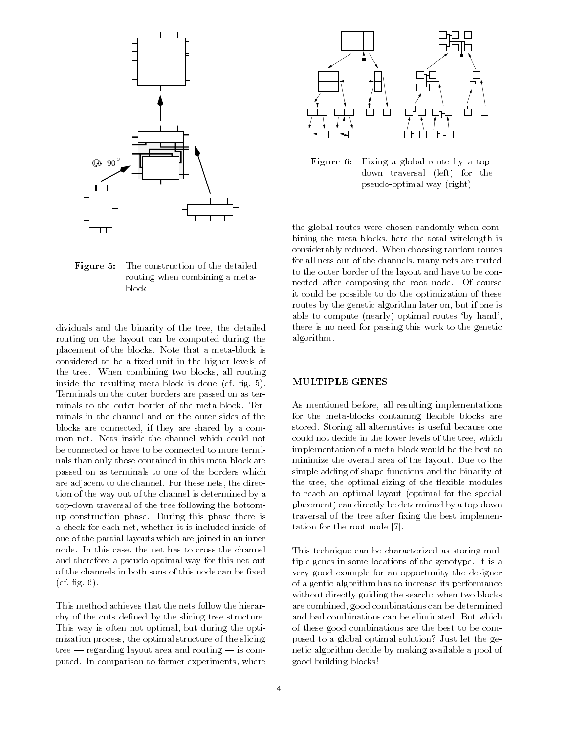Figure 5: The construction of the detailed routing when combining a meta-block

dividuals and the binarity of the tree, the detailed routing on the layout can be computed during the placement of the blocks. Note that a meta-block is considered to be a fixed unit in the higher levels of the tree. When combining two blocks, all routing inside the resulting meta-block is done (cf. fig. 5). Terminals on the outer borders are passed on as terminals to the outer border of the meta-block. Terminals in the channel and on the outer sides of the blocks are connected, if they are shared by a common net. Nets inside the channel which could not be connected or have to be connected to more terminals than only those contained in this meta-block are passed on as terminals to one of the borders which are adjacent to the channel. For these nets, the direction of the way out of the channel is determined by a top-down traversal of the tree following the bottom-up construction phase. During this phase there is a check for each net, whether it is included inside of one of the partial layouts which are joined in an inner node. In this case, the net has to cross the channel and therefore a pseudo-optimal way for this net out of the channels in both sons of this node can be fixed (cf. fig. 6).

This method achieves that the nets follow the hierarchy of the cuts defined by the slicing tree structure. This way is often not optimal, but during the optimization process, the optimal structure of the slicing tree — regarding layout area and routing — is computed. In comparison to former experiments, where the global routes were chosen randomly when combining the meta-blocks, here the total wirelength is considerably reduced. When choosing random routes for all nets out of the channels, many nets are routed to the outer border of the layout and have to be connected after composing the root node. Of course it could be possible to do the optimization of these routes by the genetic algorithm later on, but if one is able to compute (nearly) optimal routes 'by hand', there is no need for passing this work to the genetic algorithm.

Figure 6: Fixing a global route by a top-down traversal (left) for the pseudo-optimal way (right)

## MULTIPLE GENES

As mentioned before, all resulting implementations for the meta-blocks containing flexible blocks are stored. Storing all alternatives is useful because one could not decide in the lower levels of the tree, which implementation of a meta-block would be the best to minimize the overall area of the layout. Due to the simple adding of shape-functions and the binarity of the tree, the optimal sizing of the flexible modules to reach an optimal layout (optimal for the special placement) can directly be determined by a top-down traversal of the tree after fixing the best implementation for the root node [7].

This technique can be characterized as storing multiple genes in some locations of the genotype. It is a very good example for an opportunity the designer of a gentic algorithm has to increase its performance without directly guiding the search: when two blocks are combined, good combinations can be determined and bad combinations can be eliminated. But which of these good combinations are the best to be composed to a global optimal solution? Just let the genetic algorithm decide by making available a pool of good building-blocks!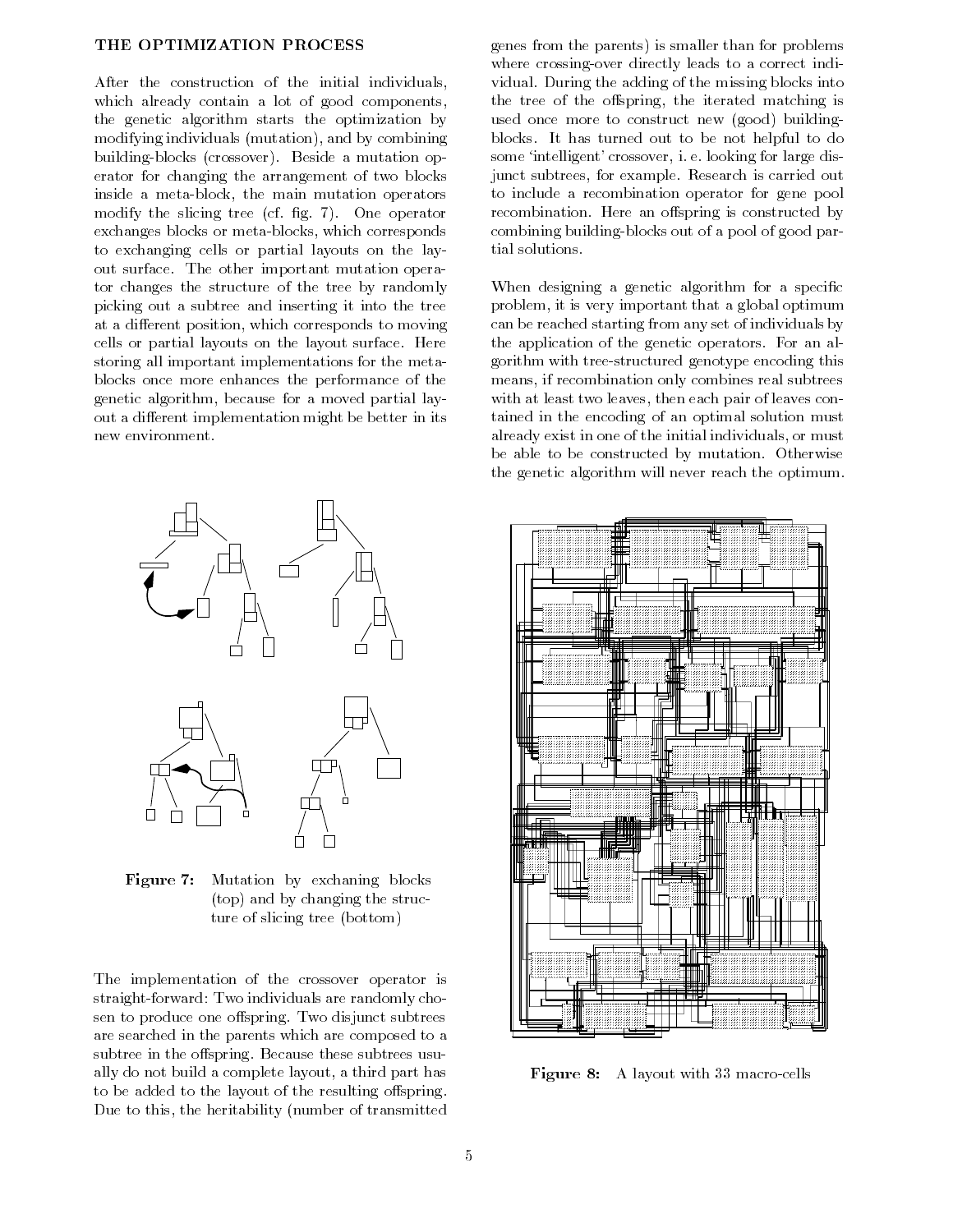### THE OPTIMIZATION PROCESS

After the construction of the initial individuals, which already contain a lot of good components, the genetic algorithm starts the optimization by modifying individuals (mutation), and by combining building-blocks (crossover). Beside a mutation operator for changing the arrangement of two blocks inside a meta-block, the main mutation operators modify the slicing tree (cf. fig. 7). One operator exchanges blocks or meta-blocks, which corresponds to exchanging cells or partial layouts on the layout surface. The other important mutation operator changes the structure of the tree by randomly picking out a subtree and inserting it into the tree at a different position, which corresponds to moving cells or partial layouts on the layout surface. Here storing all important implementations for the meta-blocks once more enhances the performance of the genetic algorithm, because for a moved partial layout a different implementation might be better in its new environment.

**Figure 7:** Mutation by exchaning blocks (top) and by changing the structure of slicing tree (bottom)

The implementation of the crossover operator is straight-forward: Two individuals are randomly chosen to produce one offspring. Two disjunct subtrees are searched in the parents which are composed to a subtree in the offspring. Because these subtrees usually do not build a complete layout, a third part has to be added to the layout of the resulting offspring. Due to this, the heritability (number of transmitted genes from the parents) is smaller than for problems where crossing-over directly leads to a correct individual. During the adding of the missing blocks into the tree of the offspring, the iterated matching is used once more to construct new (good) building-blocks. It has turned out to be not helpful to do some 'intelligent' crossover, i. e. looking for large disjunct subtrees, for example. Research is carried out to include a recombination operator for gene pool recombination. Here an offspring is constructed by combining building-blocks out of a pool of good partial solutions.

When designing a genetic algorithm for a specific problem, it is very important that a global optimum can be reached starting from any set of individuals by the application of the genetic operators. For an algorithm with tree-structured genotype encoding this means, if recombination only combines real subtrees with at least two leaves, then each pair of leaves contained in the encoding of an optimal solution must already exist in one of the initial individuals, or must be able to be constructed by mutation. Otherwise the genetic algorithm will never reach the optimum.

**Figure 8:** A layout with 33 macro-cells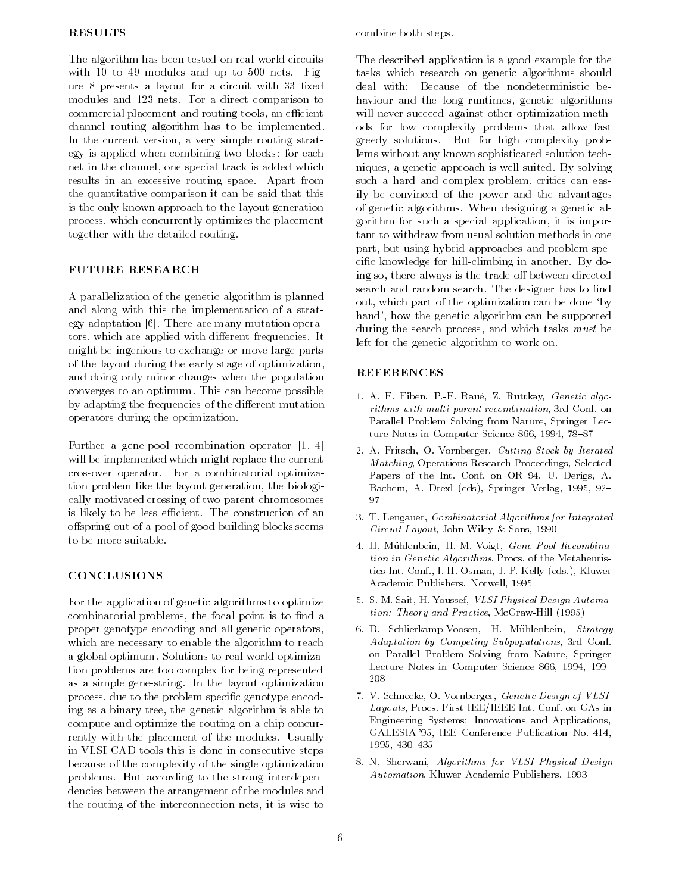## RESULTS

The algorithm has been tested on real-world circuits with 10 to 49 modules and up to 500 nets. Figure 8 presents a layout for a circuit with 33 fixed modules and 123 nets. For a direct comparison to commercial placement and routing tools, an efficient channel routing algorithm has to be implemented. In the current version, a very simple routing strategy is applied when combining two blocks: for each net in the channel, one special track is added which results in an excessive routing space. Apart from the quantitative comparison it can be said that this is the only known approach to the layout generation process, which concurrently optimizes the placement together with the detailed routing.

## FUTURE RESEARCH

A parallelization of the genetic algorithm is planned and along with this the implementation of a strategy adaptation [6]. There are many mutation operators, which are applied with different frequencies. It might be ingenious to exchange or move large parts of the layout during the early stage of optimization, and doing only minor changes when the population converges to an optimum. This can become possible by adapting the frequencies of the different mutation operators during the optimization.

Further a gene-pool recombination operator [1, 4] will be implemented which might replace the current crossover operator. For a combinatorial optimization problem like the layout generation, the biologically motivated crossing of two parent chromosomes is likely to be less efficient. The construction of an offspring out of a pool of good building-blocks seems to be more suitable.

## CONCLUSIONS

For the application of genetic algorithms to optimize combinatorial problems, the focal point is to find a proper genotype encoding and all genetic operators, which are necessary to enable the algorithm to reach a global optimum. Solutions to real-world optimization problems are too complex for being represented as a simple gene-string. In the layout optimization process, due to the problem specific genotype encoding as a binary tree, the genetic algorithm is able to compute and optimize the routing on a chip concurrently with the placement of the modules. Usually in VLSI-CAD tools this is done in consecutive steps because of the complexity of the single optimization problems. But according to the strong interdependencies between the arrangement of the modules and the routing of the interconnection nets, it is wise to combine both steps.

The described application is a good example for the tasks which research on genetic algorithms should deal with: Because of the nondeterministic behaviour and the long runtimes, genetic algorithms will never succeed against other optimization methods for low complexity problems that allow fast greedy solutions. But for high complexity problems without any known sophisticated solution techniques, a genetic approach is well suited. By solving such a hard and complex problem, critics can easily be convinced of the power and the advantages of genetic algorithms. When designing a genetic algorithm for such a special application, it is important to withdraw from usual solution methods in one part, but using hybrid approaches and problem specific knowledge for hill-climbing in another. By doing so, there always is the trade-off between directed search and random search. The designer has to find out, which part of the optimization can be done 'by hand', how the genetic algorithm can be supported during the search process, and which tasks *must* be left for the genetic algorithm to work on.

## REFERENCES

1. A. E. Eiben, P.-E. Raué, Z. Ruttkay, *Genetic algorithms with multi-parent recombination*, 3rd Conf. on Parallel Problem Solving from Nature, Springer Lecture Notes in Computer Science 866, 1994, 78–87
2. A. Fritsch, O. Vornberger, *Cutting Stock by Iterated Matching*, Operations Research Proceedings, Selected Papers of the Int. Conf. on OR 94, U. Derigs, A. Bachem, A. Drexl (eds), Springer Verlag, 1995, 92–97
3. T. Lengauer, *Combinatorial Algorithms for Integrated Circuit Layout*, John Wiley & Sons, 1990
4. H. Mühlenbein, H.-M. Voigt, *Gene Pool Recombination in Genetic Algorithms*, Procs. of the Metaheuristics Int. Conf., I. H. Osman, J. P. Kelly (eds.), Kluwer Academic Publishers, Norwell, 1995
5. S. M. Sait, H. Youssef, *VLSI Physical Design Automation: Theory and Practice*, McGraw-Hill (1995)
6. D. Schlierkamp-Voosen, H. Mühlenbein, *Strategy Adaptation by Competing Subpopulations*, 3rd Conf. on Parallel Problem Solving from Nature, Springer Lecture Notes in Computer Science 866, 1994, 199–208
7. V. Schnecke, O. Vornberger, *Genetic Design of VLSI-Layouts*, Procs. First IEE/IEEE Int. Conf. on GAs in Engineering Systems: Innovations and Applications, GALESIA '95, IEE Conference Publication No. 414, 1995, 430–435
8. N. Sherwani, *Algorithms for VLSI Physical Design Automation*, Kluwer Academic Publishers, 1993